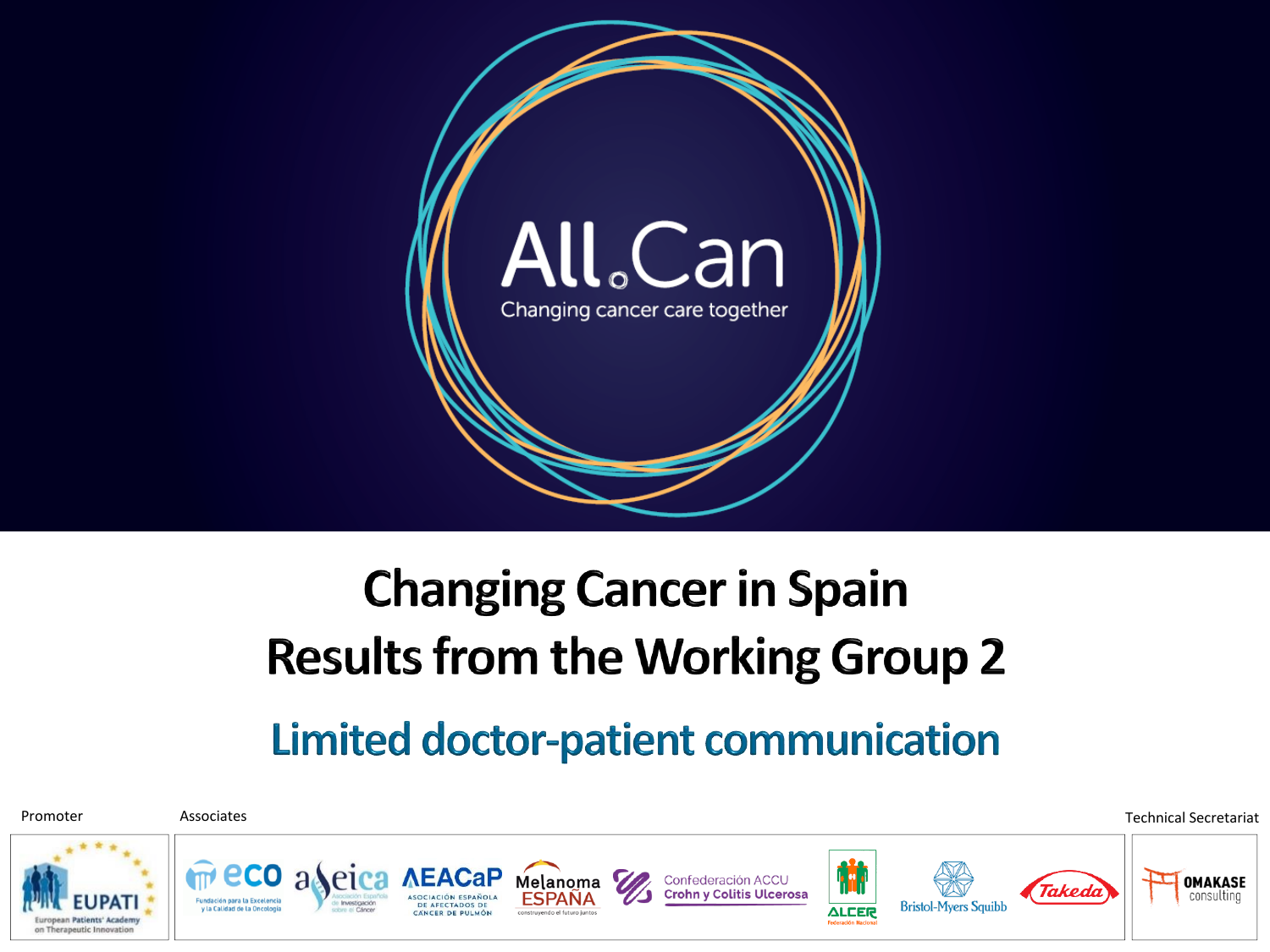All.Can

Changing cancer care together

# Changing Cancer in Spain
# Results from the Working Group 2

## Limited doctor-patient communication

Promoter

EUPATI European Patients' Academy on Therapeutic Innovation

Associates

eco Fundación para la Excelencia y la Calidad de la Oncología

aseica Asociación Española de Investigación sobre el Cáncer

AEACaP Asociación Española de Afectados de Cáncer de Pulmón

Melanoma España construyendo el futuro juntos

Confederación ACCU Crohn y Colitis Ulcerosa

ALCER Federación Nacional

Bristol-Myers Squibb

Takeda

Technical Secretariat

OMAKASE consulting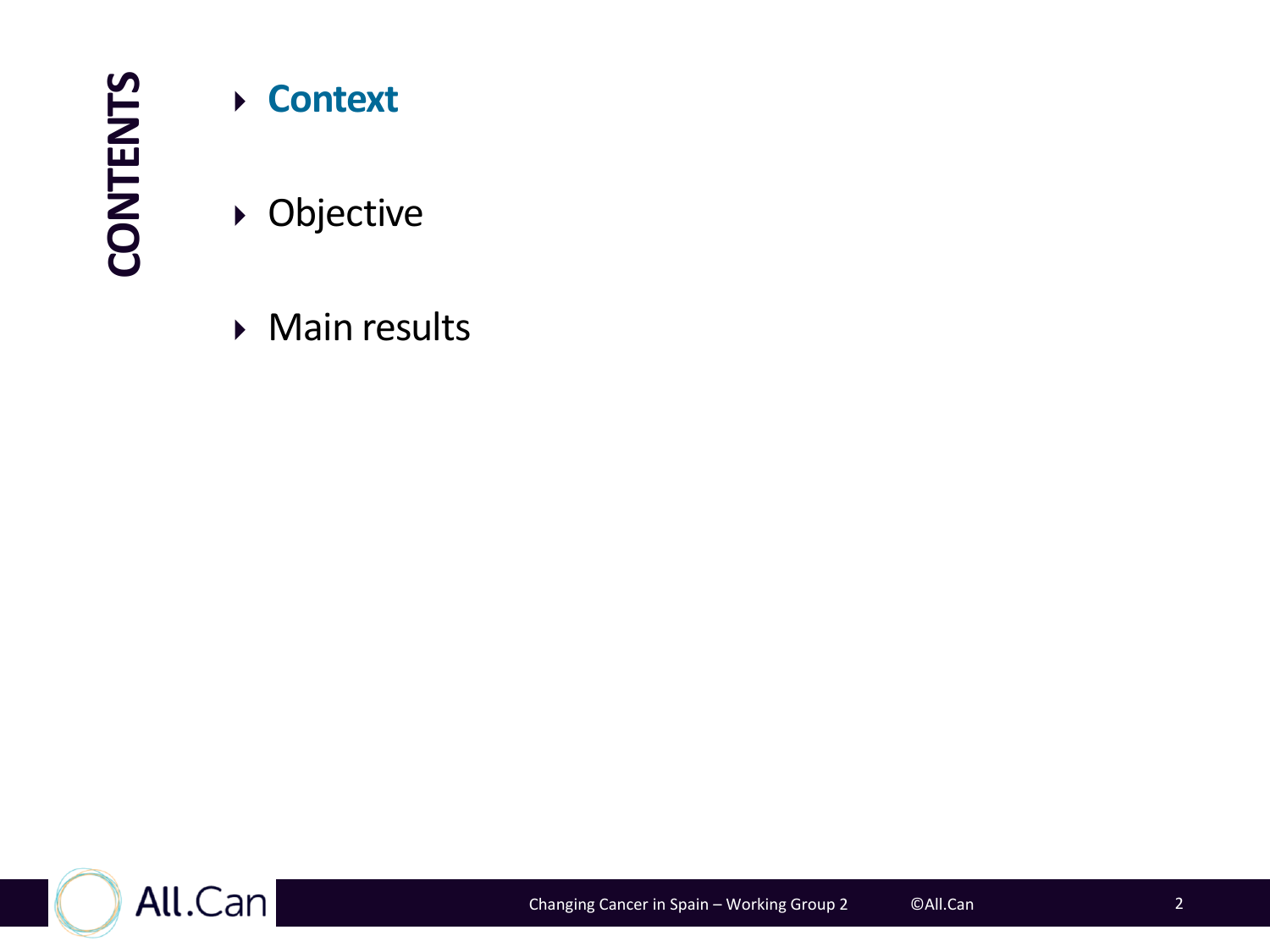# CONTENTS

- **Context**
- Objective
- Main results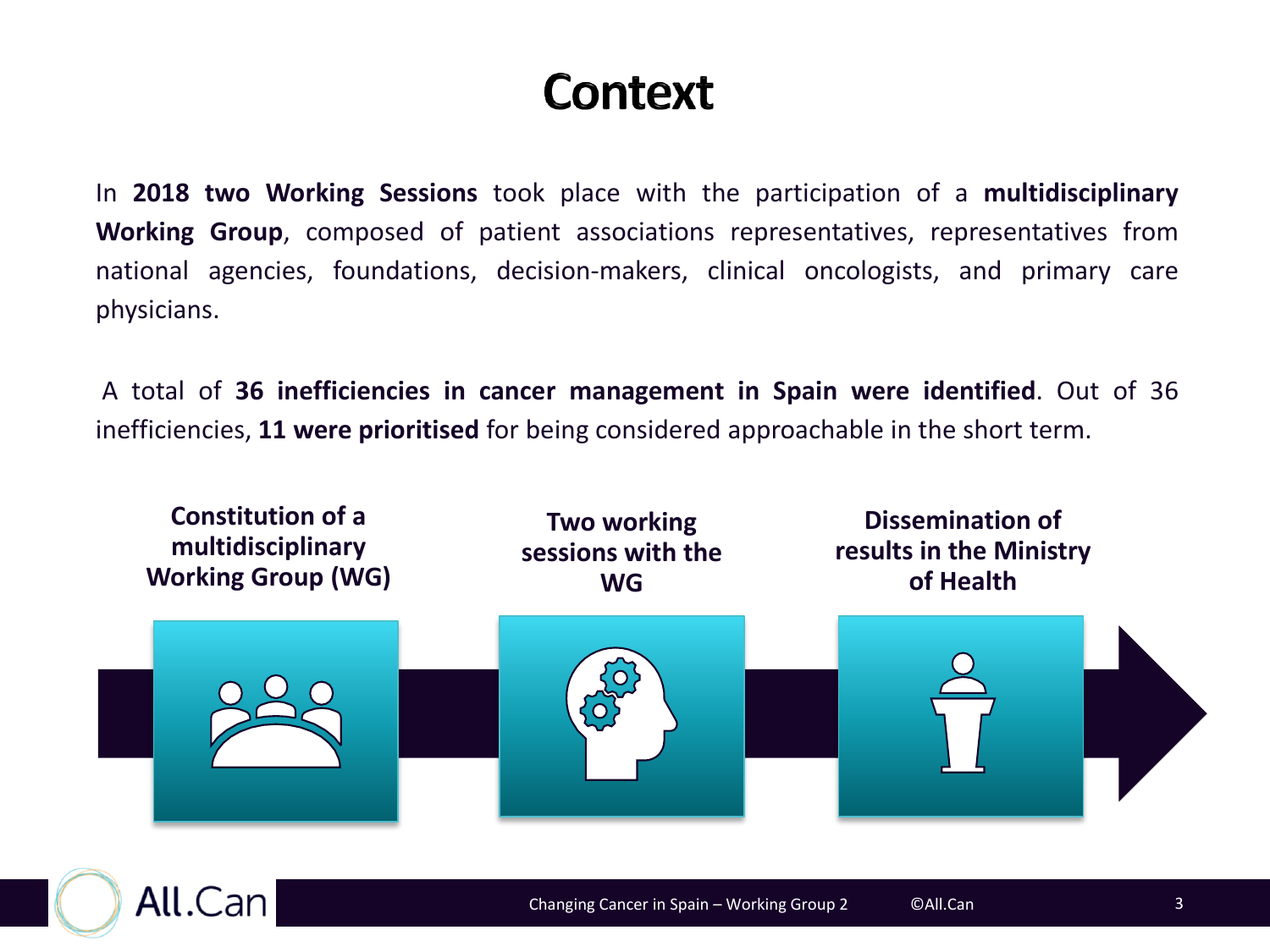# Context

In **2018 two Working Sessions** took place with the participation of a **multidisciplinary Working Group**, composed of patient associations representatives, representatives from national agencies, foundations, decision-makers, clinical oncologists, and primary care physicians.

A total of **36 inefficiencies in cancer management in Spain were identified**. Out of 36 inefficiencies, **11 were prioritised** for being considered approachable in the short term.

**Constitution of a multidisciplinary Working Group (WG)**

**Two working sessions with the WG**

**Dissemination of results in the Ministry of Health**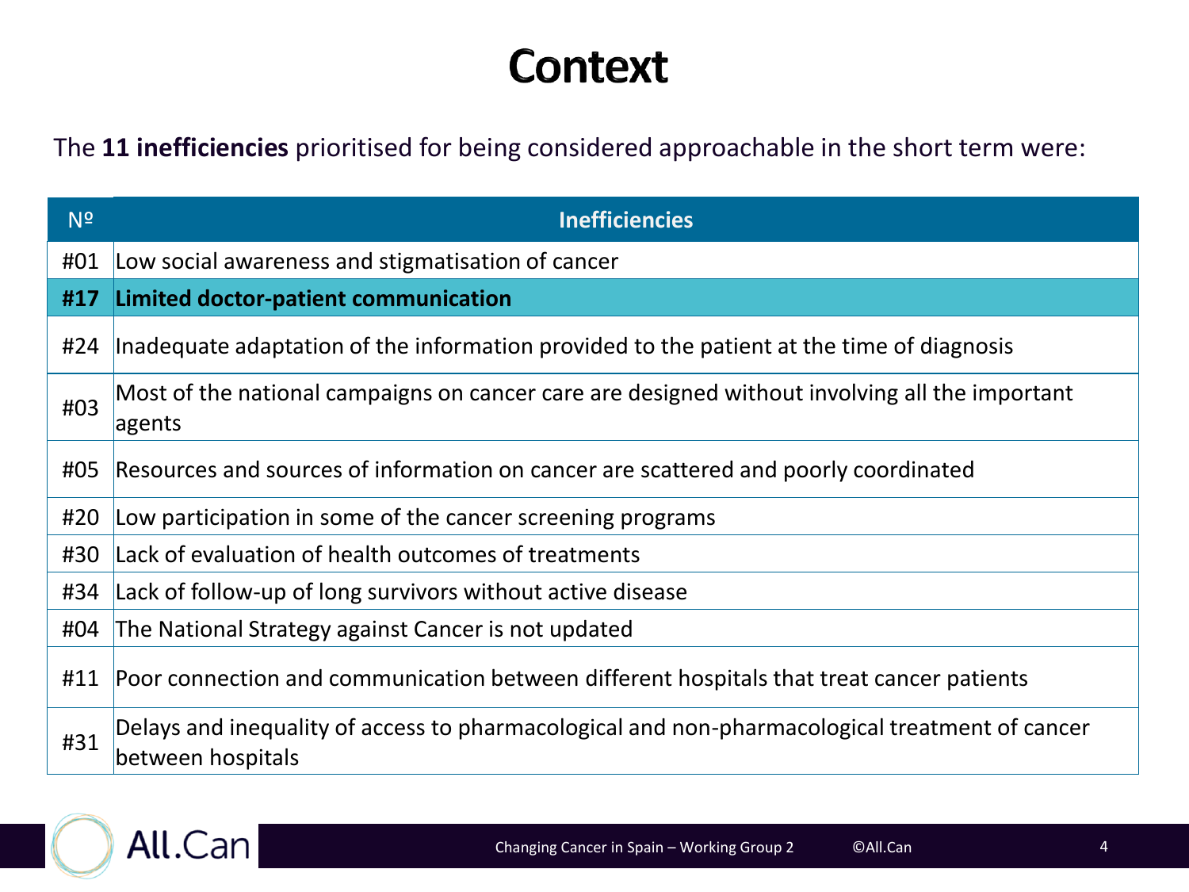# Context

The **11 inefficiencies** prioritised for being considered approachable in the short term were:

| Nº | Inefficiencies |
|---|---|
| #01 | Low social awareness and stigmatisation of cancer |
| **#17** | **Limited doctor-patient communication** |
| #24 | Inadequate adaptation of the information provided to the patient at the time of diagnosis |
| #03 | Most of the national campaigns on cancer care are designed without involving all the important agents |
| #05 | Resources and sources of information on cancer are scattered and poorly coordinated |
| #20 | Low participation in some of the cancer screening programs |
| #30 | Lack of evaluation of health outcomes of treatments |
| #34 | Lack of follow-up of long survivors without active disease |
| #04 | The National Strategy against Cancer is not updated |
| #11 | Poor connection and communication between different hospitals that treat cancer patients |
| #31 | Delays and inequality of access to pharmacological and non-pharmacological treatment of cancer between hospitals |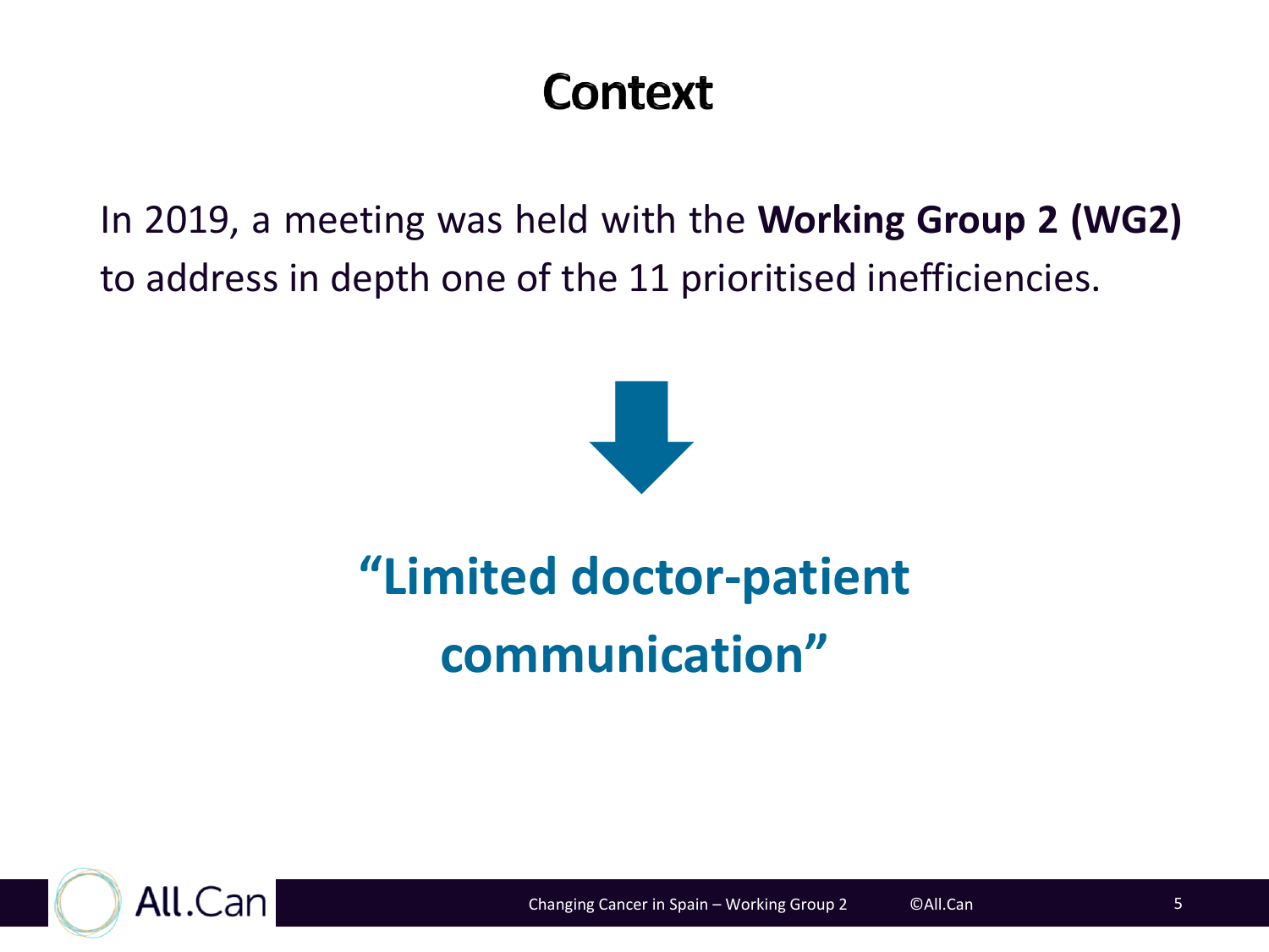# Context

In 2019, a meeting was held with the **Working Group 2 (WG2)** to address in depth one of the 11 prioritised inefficiencies.

## **“Limited doctor-patient communication”**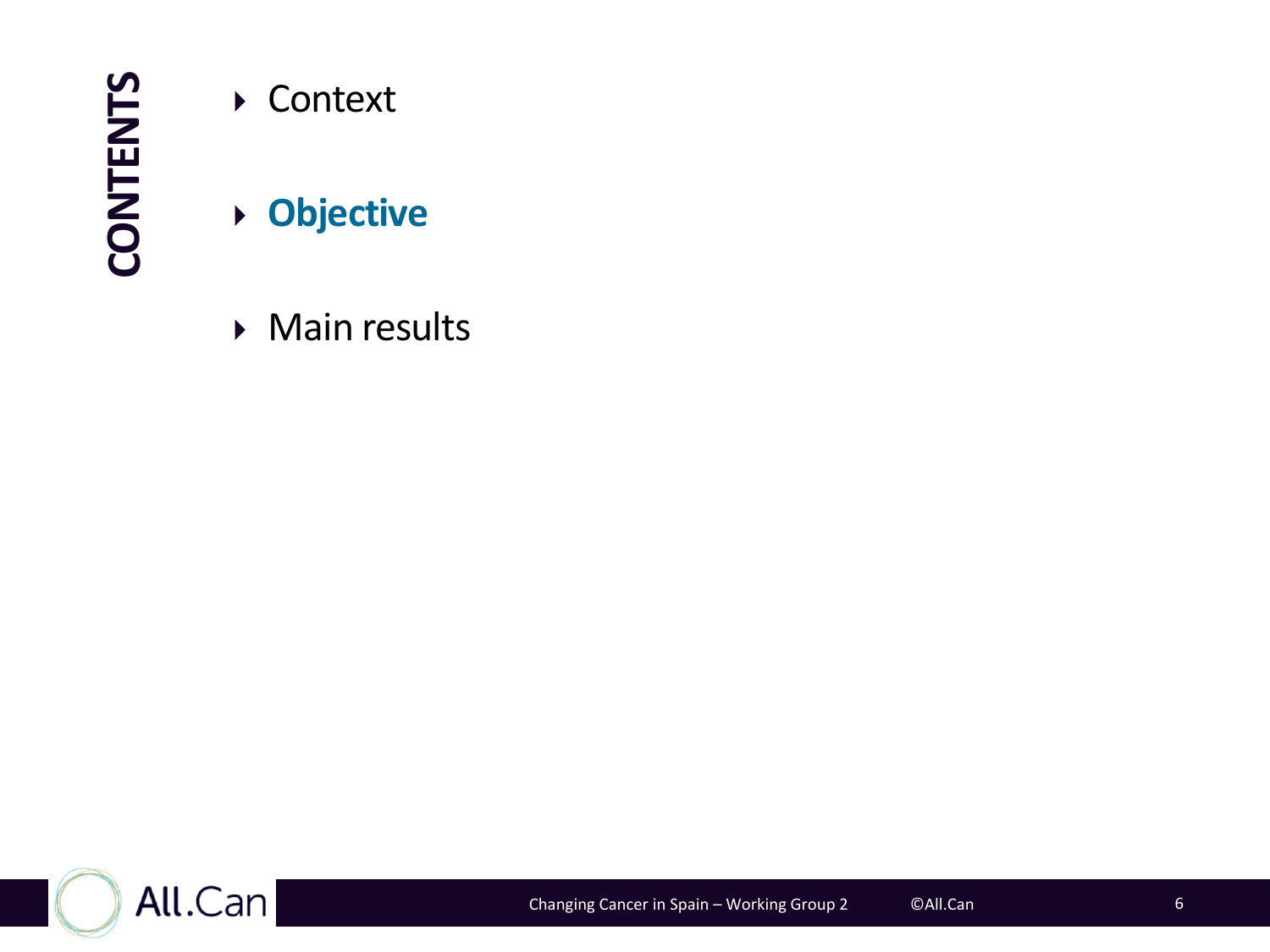# CONTENTS

- Context
- **Objective**
- Main results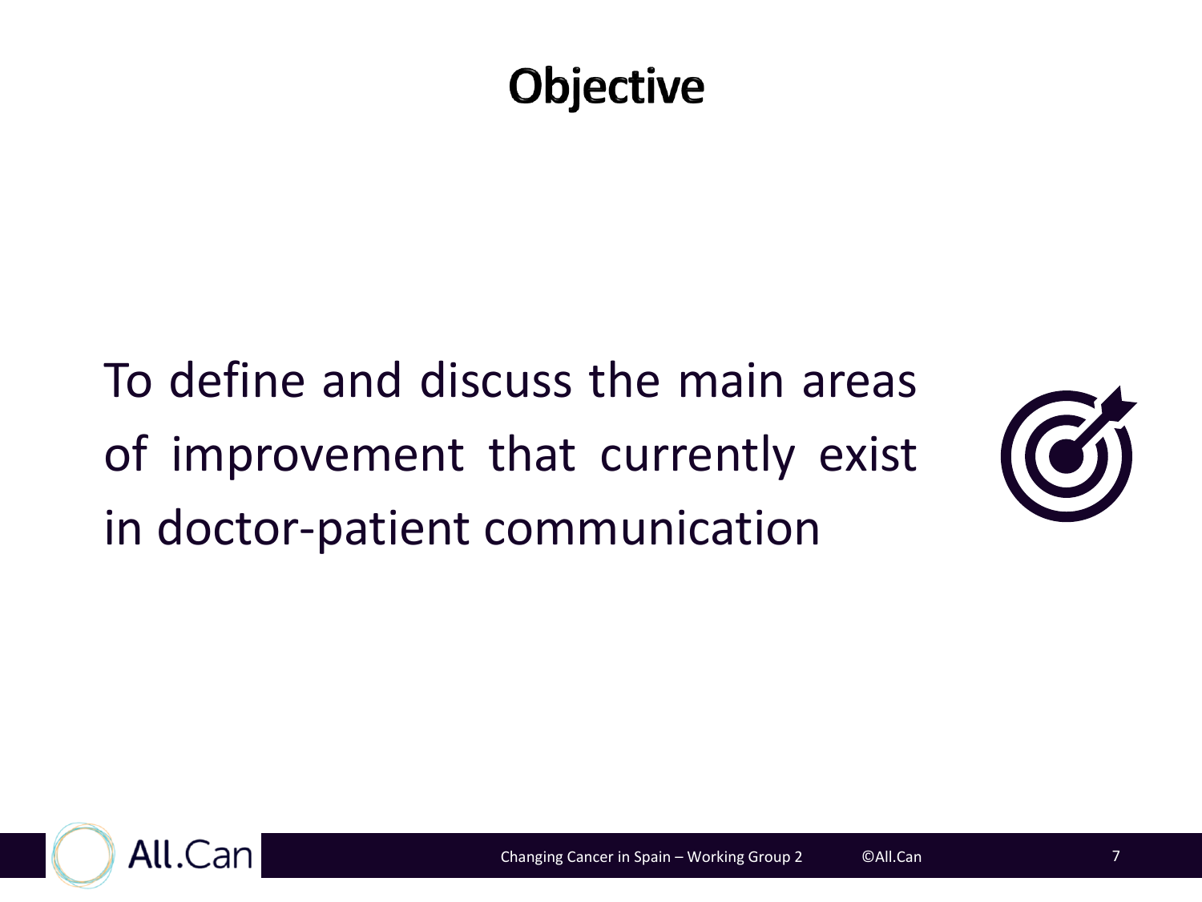# Objective

To define and discuss the main areas of improvement that currently exist in doctor-patient communication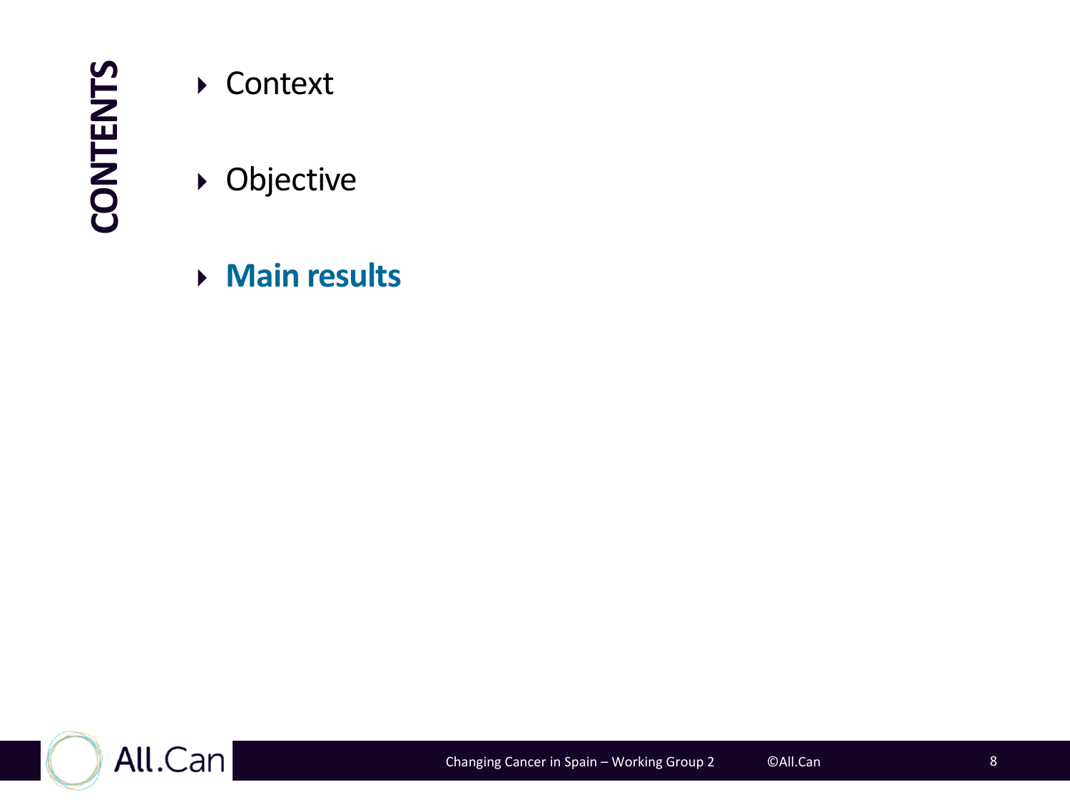# CONTENTS

- Context
- Objective
- **Main results**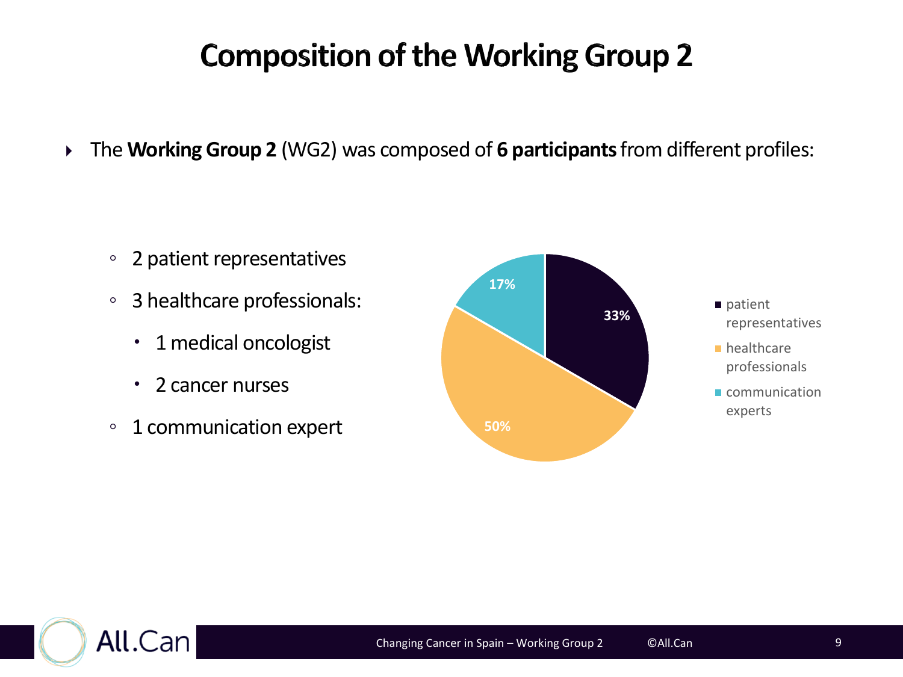# Composition of the Working Group 2

- The **Working Group 2** (WG2) was composed of **6 participants** from different profiles:
  - 2 patient representatives
  - 3 healthcare professionals:
    - 1 medical oncologist
    - 2 cancer nurses
  - 1 communication expert

| Profile | Share |
| --- | --- |
| patient representatives | 33% |
| healthcare professionals | 50% |
| communication experts | 17% |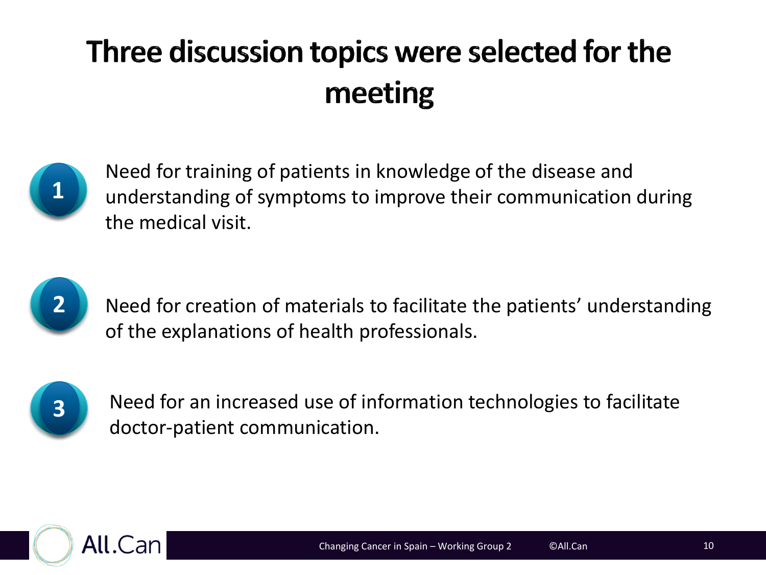# Three discussion topics were selected for the meeting

1. Need for training of patients in knowledge of the disease and understanding of symptoms to improve their communication during the medical visit.

2. Need for creation of materials to facilitate the patients' understanding of the explanations of health professionals.

3. Need for an increased use of information technologies to facilitate doctor-patient communication.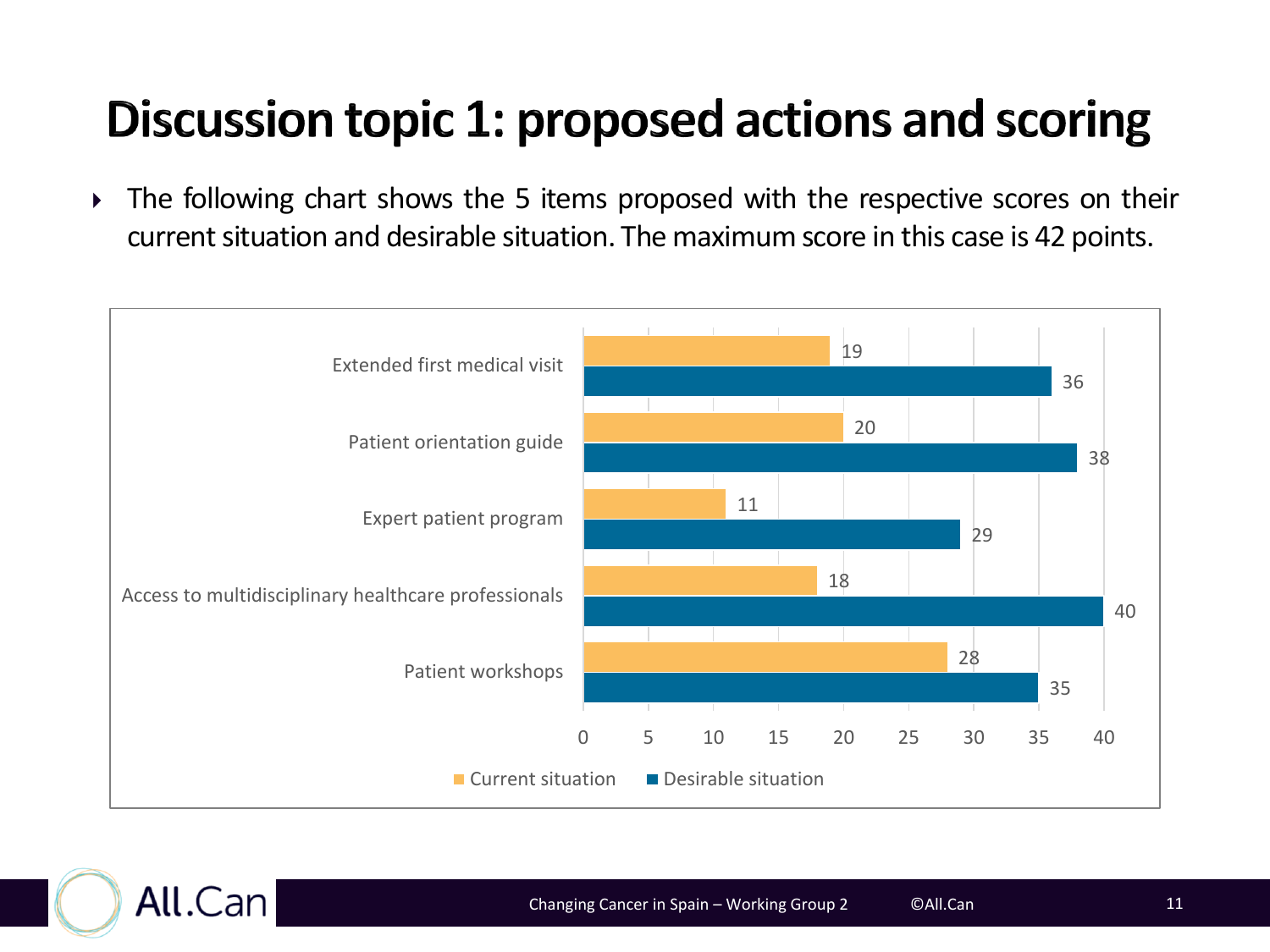# Discussion topic 1: proposed actions and scoring

- The following chart shows the 5 items proposed with the respective scores on their current situation and desirable situation. The maximum score in this case is 42 points.

| Item | Current situation | Desirable situation |
|---|---|---|
| Extended first medical visit | 19 | 36 |
| Patient orientation guide | 20 | 38 |
| Expert patient program | 11 | 29 |
| Access to multidisciplinary healthcare professionals | 18 | 40 |
| Patient workshops | 28 | 35 |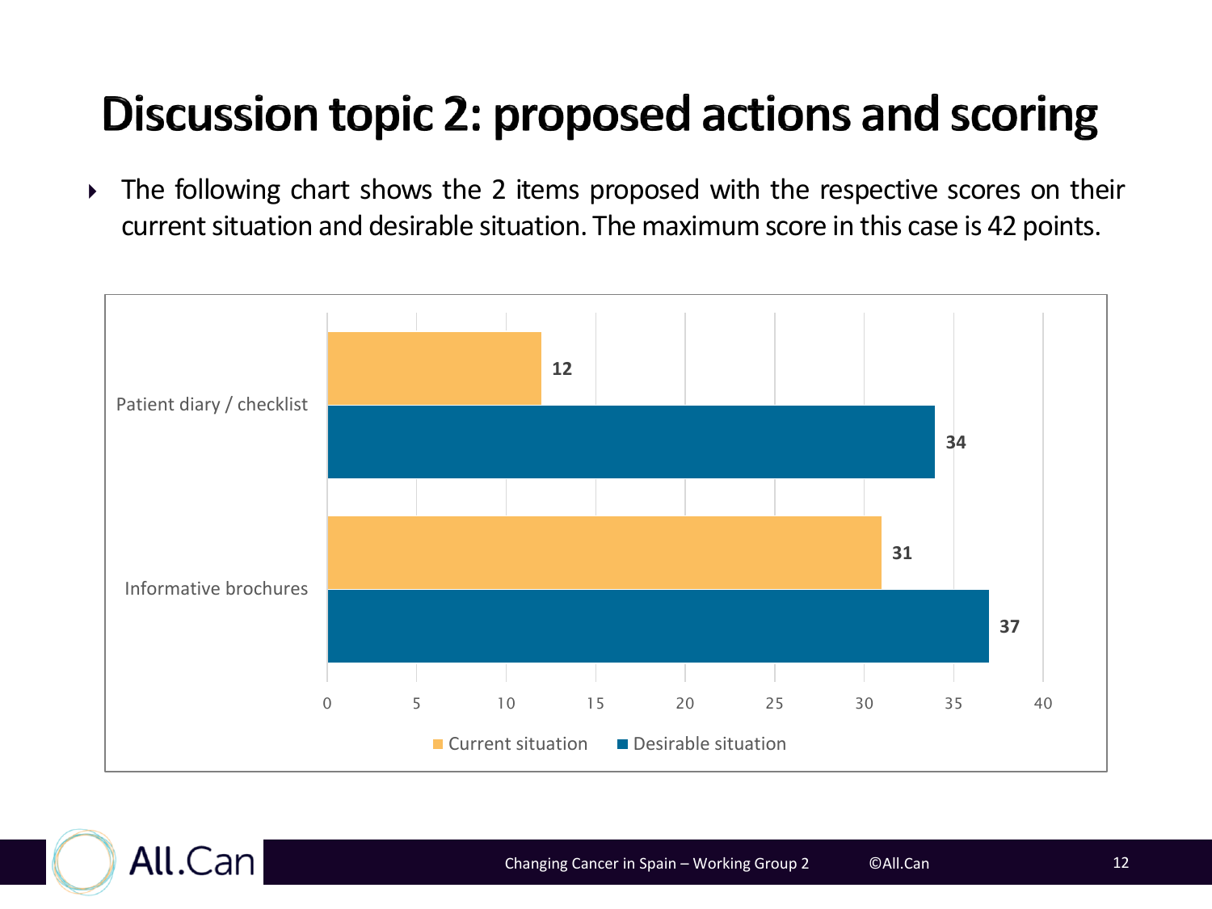# Discussion topic 2: proposed actions and scoring

- The following chart shows the 2 items proposed with the respective scores on their current situation and desirable situation. The maximum score in this case is 42 points.

| | Current situation | Desirable situation |
|---|---|---|
| Patient diary / checklist | 12 | 34 |
| Informative brochures | 31 | 37 |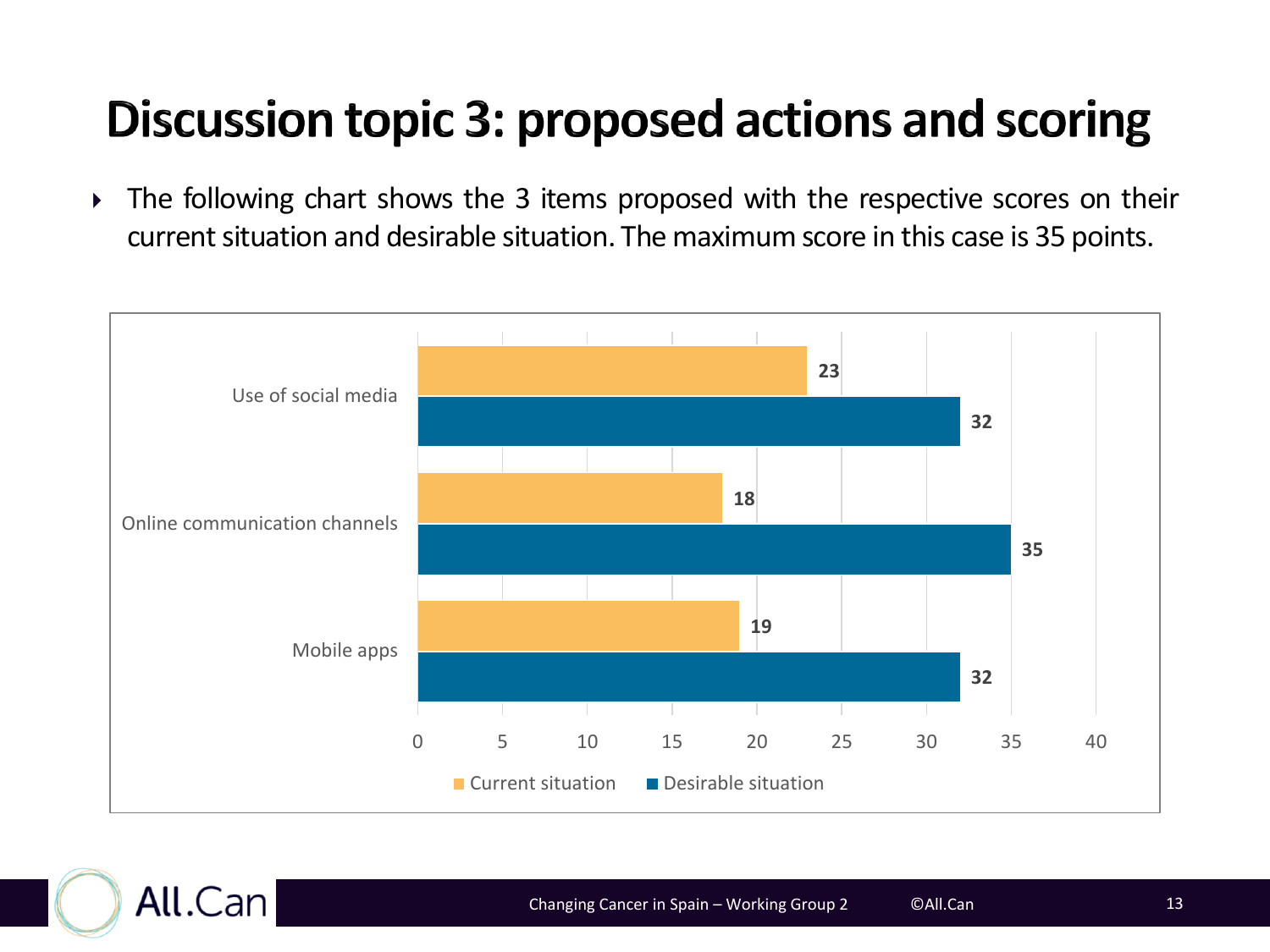# Discussion topic 3: proposed actions and scoring

- The following chart shows the 3 items proposed with the respective scores on their current situation and desirable situation. The maximum score in this case is 35 points.

| | Current situation | Desirable situation |
|---|---|---|
| Use of social media | 23 | 32 |
| Online communication channels | 18 | 35 |
| Mobile apps | 19 | 32 |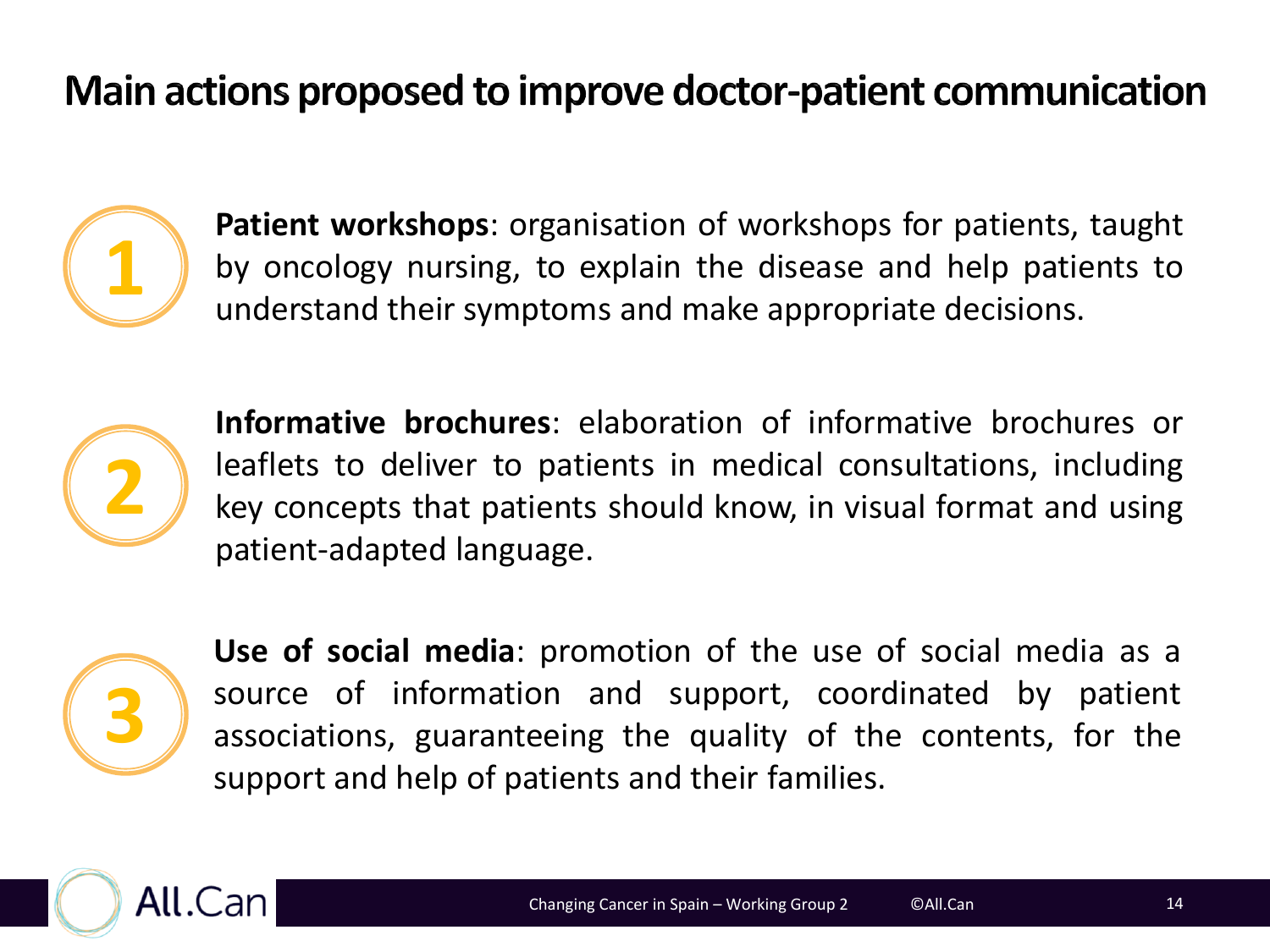# Main actions proposed to improve doctor-patient communication

1. **Patient workshops**: organisation of workshops for patients, taught by oncology nursing, to explain the disease and help patients to understand their symptoms and make appropriate decisions.

2. **Informative brochures**: elaboration of informative brochures or leaflets to deliver to patients in medical consultations, including key concepts that patients should know, in visual format and using patient-adapted language.

3. **Use of social media**: promotion of the use of social media as a source of information and support, coordinated by patient associations, guaranteeing the quality of the contents, for the support and help of patients and their families.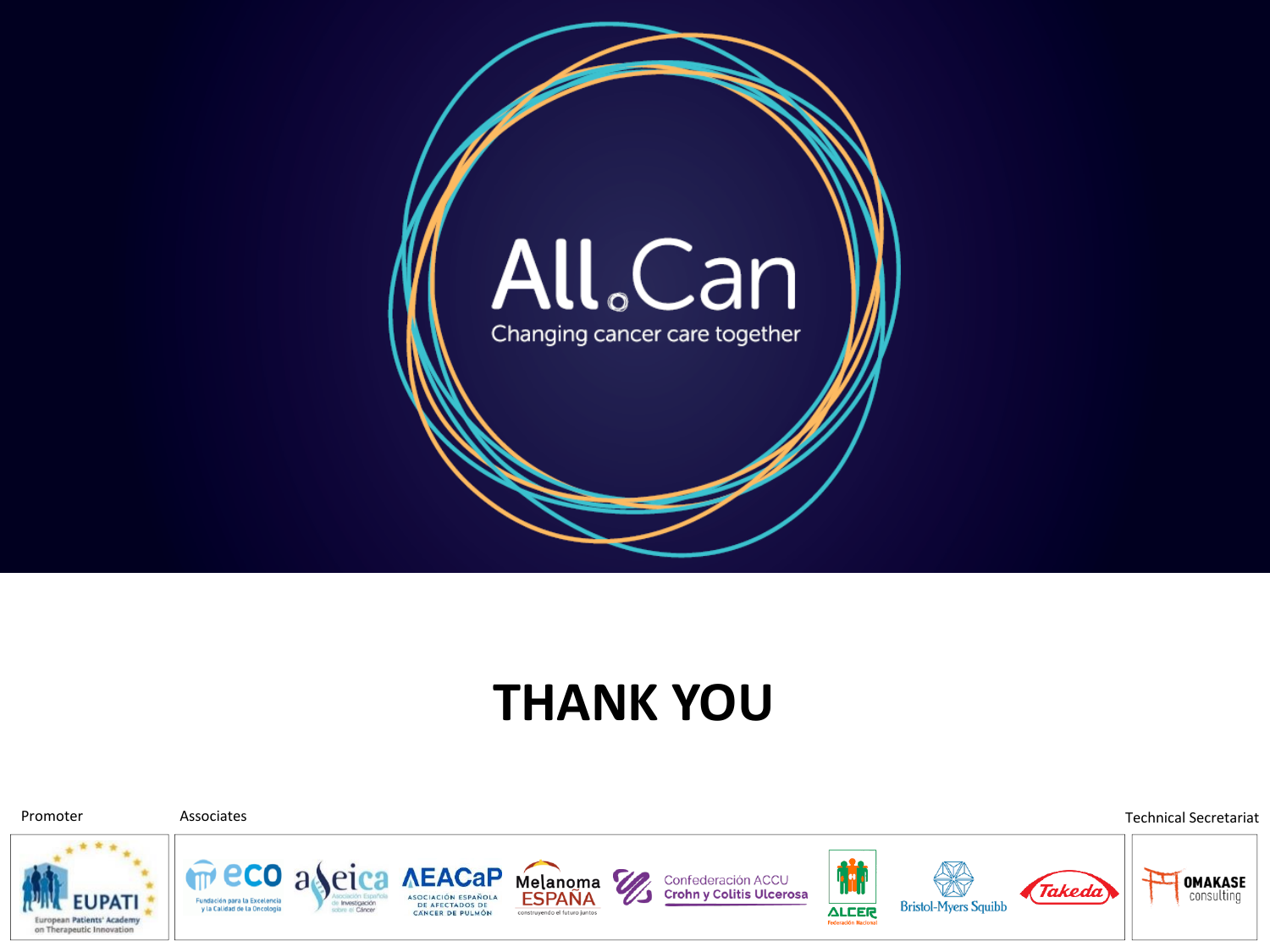All.Can

Changing cancer care together

# THANK YOU

Promoter

EUPATI

European Patients' Academy on Therapeutic Innovation

Associates

eco

Fundación para la Excelencia y la Calidad de la Oncología

aseica

Asociación Española de Investigación sobre el Cáncer

AEACaP

ASOCIACIÓN ESPAÑOLA DE AFECTADOS DE CÁNCER DE PULMÓN

Melanoma ESPAÑA

construyendo el futuro juntos

Confederación ACCU Crohn y Colitis Ulcerosa

ALCER

Federación Nacional

Bristol-Myers Squibb

Takeda

Technical Secretariat

OMAKASE consulting